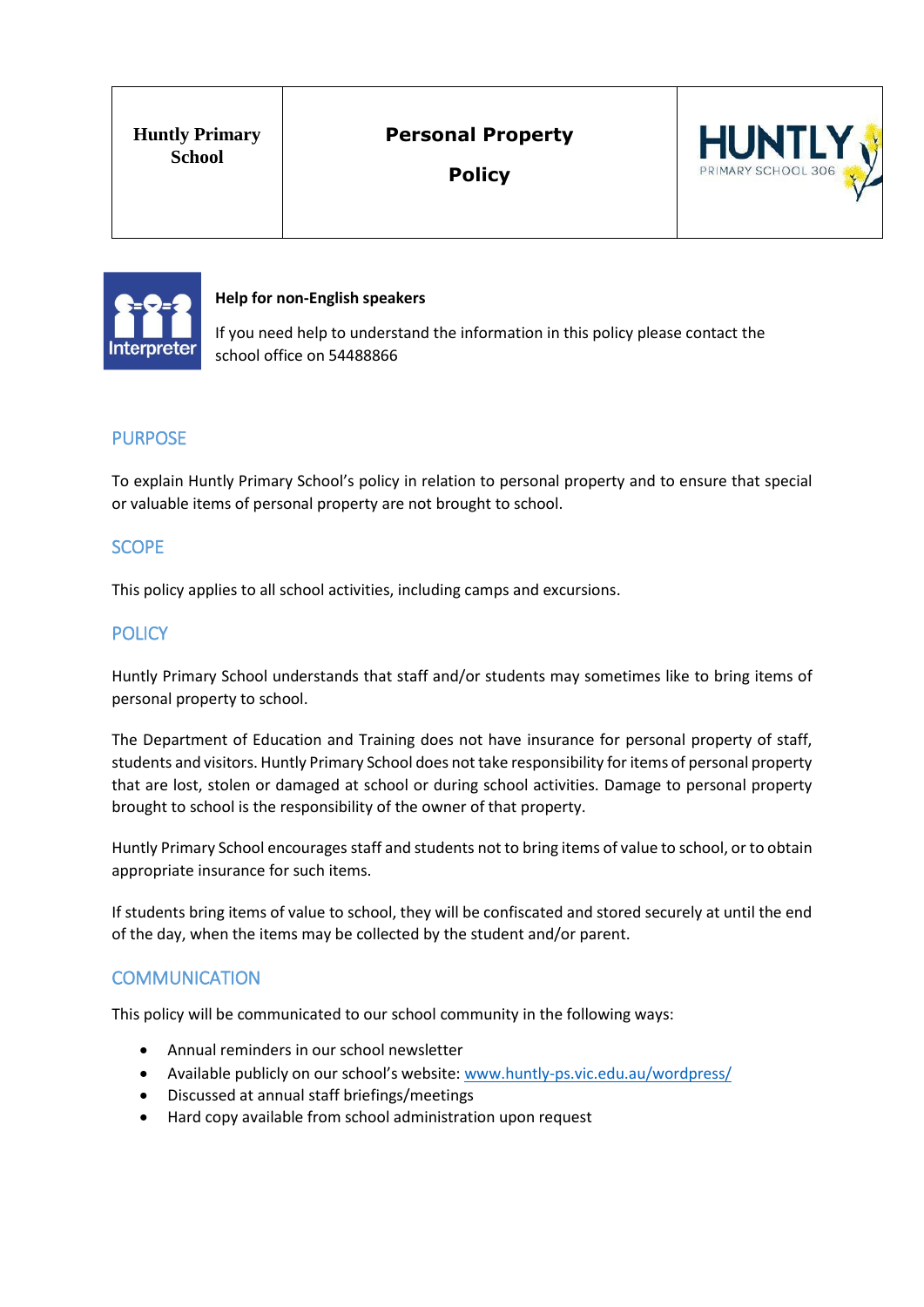| Huntly Primary School | Personal Property Policy | HUNTLY PRIMARY SCHOOL 306 |
| --- | --- | --- |

**Help for non-English speakers**

If you need help to understand the information in this policy please contact the school office on 54488866

## PURPOSE

To explain Huntly Primary School's policy in relation to personal property and to ensure that special or valuable items of personal property are not brought to school.

## SCOPE

This policy applies to all school activities, including camps and excursions.

## POLICY

Huntly Primary School understands that staff and/or students may sometimes like to bring items of personal property to school.

The Department of Education and Training does not have insurance for personal property of staff, students and visitors. Huntly Primary School does not take responsibility for items of personal property that are lost, stolen or damaged at school or during school activities. Damage to personal property brought to school is the responsibility of the owner of that property.

Huntly Primary School encourages staff and students not to bring items of value to school, or to obtain appropriate insurance for such items.

If students bring items of value to school, they will be confiscated and stored securely at until the end of the day, when the items may be collected by the student and/or parent.

## COMMUNICATION

This policy will be communicated to our school community in the following ways:

- Annual reminders in our school newsletter
- Available publicly on our school's website: [www.huntly-ps.vic.edu.au/wordpress/](www.huntly-ps.vic.edu.au/wordpress/)
- Discussed at annual staff briefings/meetings
- Hard copy available from school administration upon request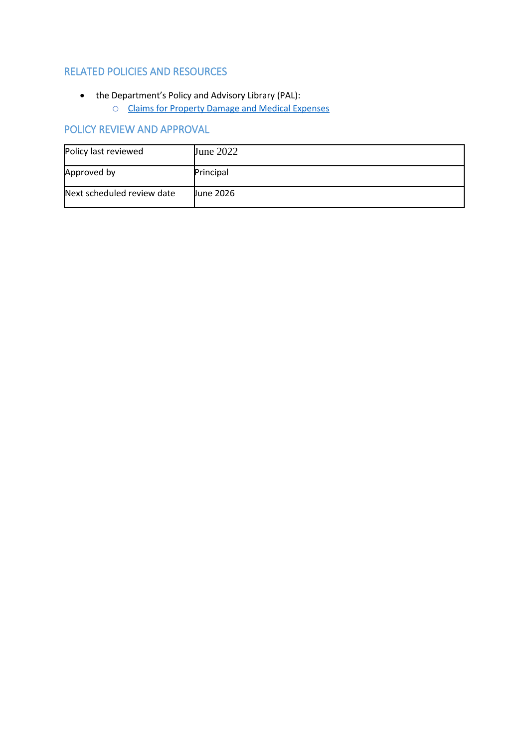## RELATED POLICIES AND RESOURCES

- the Department's Policy and Advisory Library (PAL):
  - Claims for Property Damage and Medical Expenses

## POLICY REVIEW AND APPROVAL

| | |
|---|---|
| Policy last reviewed | June 2022 |
| Approved by | Principal |
| Next scheduled review date | June 2026 |